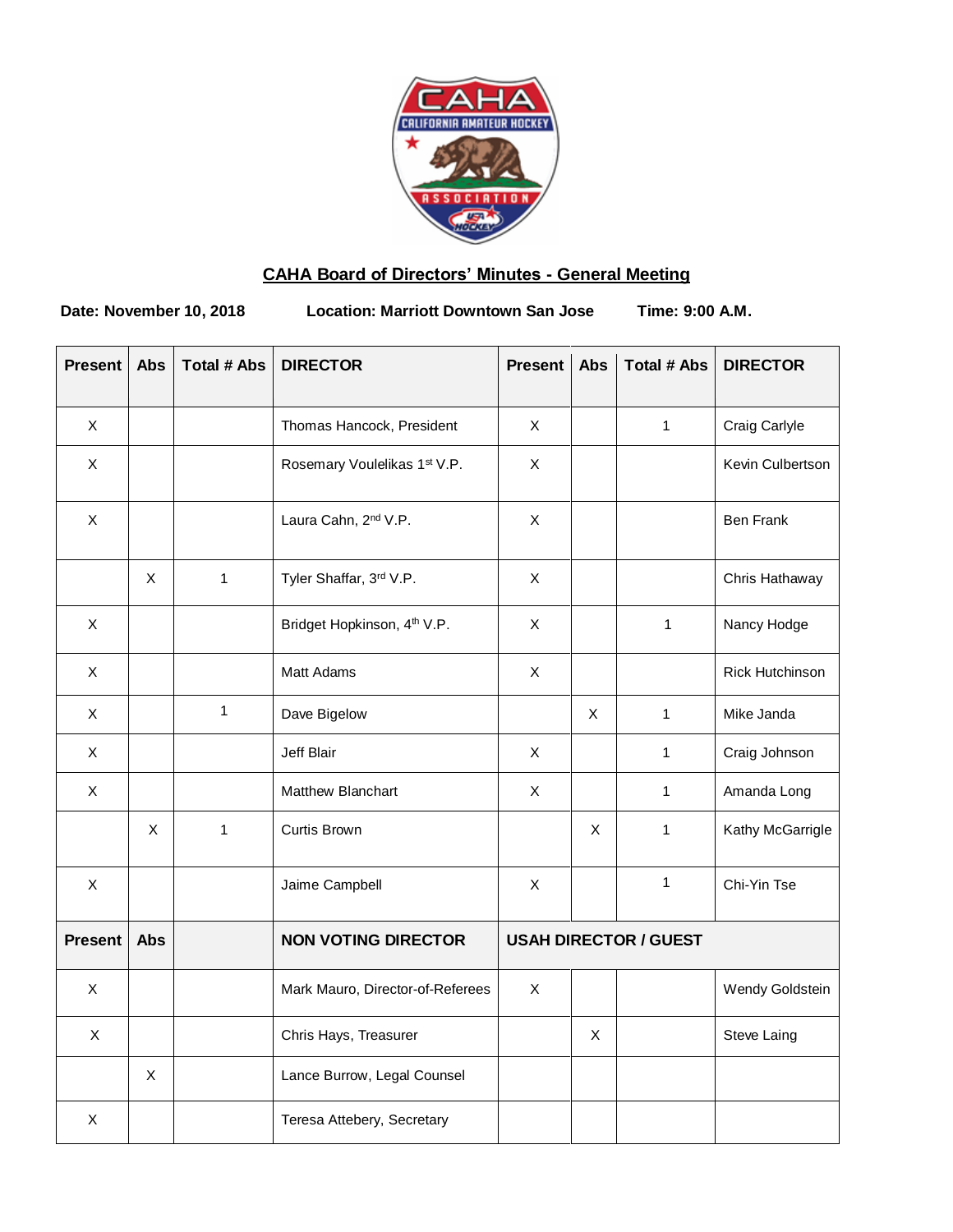## CAHA Board of Directors' Minutes - General Meeting

**Date: November 10, 2018** **Location: Marriott Downtown San Jose** **Time: 9:00 A.M.**

| Present | Abs | Total # Abs | DIRECTOR | Present | Abs | Total # Abs | DIRECTOR |
|---|---|---|---|---|---|---|---|
| X | | | Thomas Hancock, President | X | | 1 | Craig Carlyle |
| X | | | Rosemary Voulelikas 1st V.P. | X | | | Kevin Culbertson |
| X | | | Laura Cahn, 2nd V.P. | X | | | Ben Frank |
| | X | 1 | Tyler Shaffar, 3rd V.P. | X | | | Chris Hathaway |
| X | | | Bridget Hopkinson, 4th V.P. | X | | 1 | Nancy Hodge |
| X | | | Matt Adams | X | | | Rick Hutchinson |
| X | | 1 | Dave Bigelow | | X | 1 | Mike Janda |
| X | | | Jeff Blair | X | | 1 | Craig Johnson |
| X | | | Matthew Blanchart | X | | 1 | Amanda Long |
| | X | 1 | Curtis Brown | | X | 1 | Kathy McGarrigle |
| X | | | Jaime Campbell | X | | 1 | Chi-Yin Tse |
| **Present** | **Abs** | | **NON VOTING DIRECTOR** | **USAH DIRECTOR / GUEST** | | | |
| X | | | Mark Mauro, Director-of-Referees | X | | | Wendy Goldstein |
| X | | | Chris Hays, Treasurer | | X | | Steve Laing |
| | X | | Lance Burrow, Legal Counsel | | | | |
| X | | | Teresa Attebery, Secretary | | | | |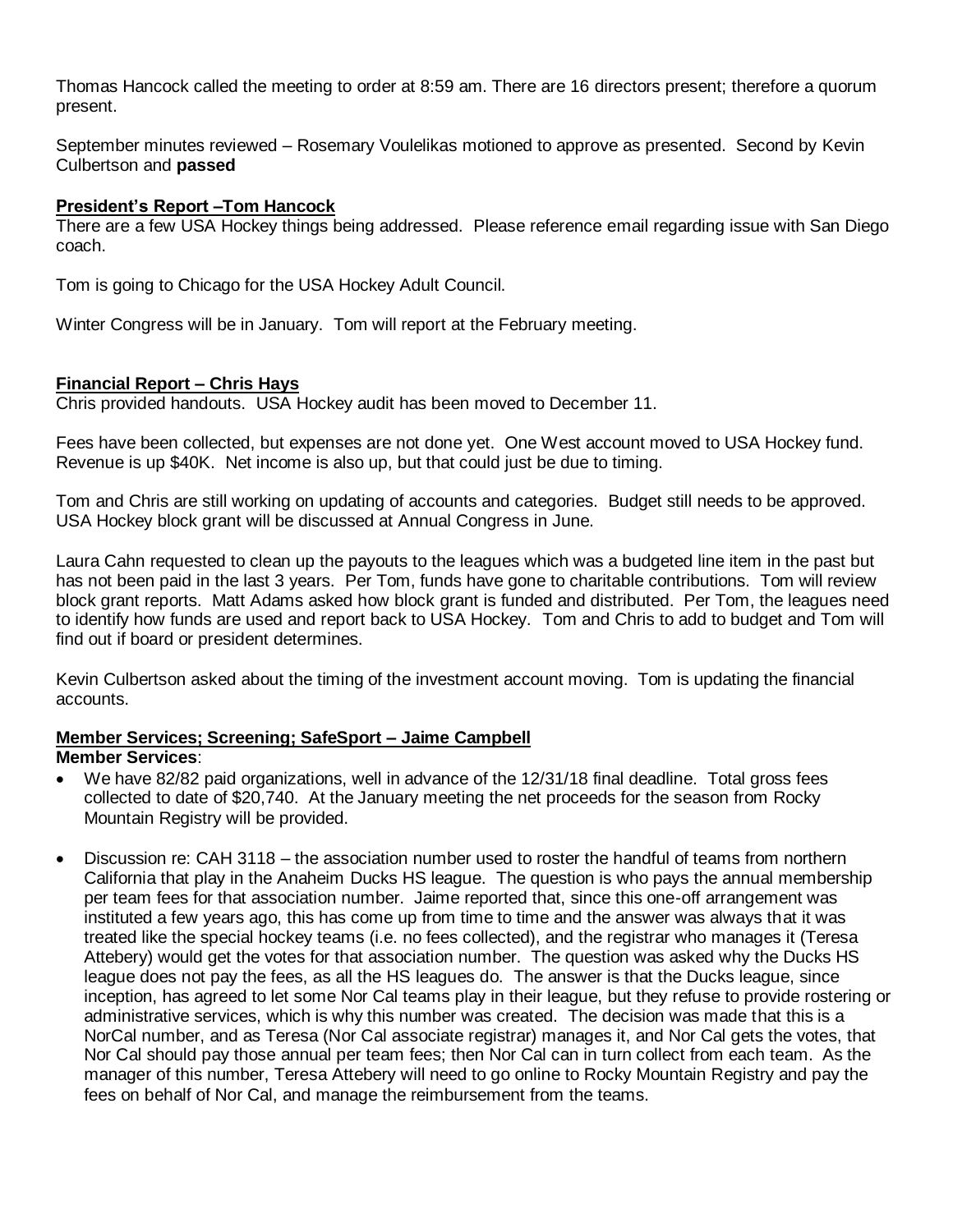Thomas Hancock called the meeting to order at 8:59 am. There are 16 directors present; therefore a quorum present.

September minutes reviewed – Rosemary Voulelikas motioned to approve as presented. Second by Kevin Culbertson and **passed**

**President's Report –Tom Hancock**

There are a few USA Hockey things being addressed. Please reference email regarding issue with San Diego coach.

Tom is going to Chicago for the USA Hockey Adult Council.

Winter Congress will be in January. Tom will report at the February meeting.

**Financial Report – Chris Hays**

Chris provided handouts. USA Hockey audit has been moved to December 11.

Fees have been collected, but expenses are not done yet. One West account moved to USA Hockey fund. Revenue is up $40K. Net income is also up, but that could just be due to timing.

Tom and Chris are still working on updating of accounts and categories. Budget still needs to be approved. USA Hockey block grant will be discussed at Annual Congress in June.

Laura Cahn requested to clean up the payouts to the leagues which was a budgeted line item in the past but has not been paid in the last 3 years. Per Tom, funds have gone to charitable contributions. Tom will review block grant reports. Matt Adams asked how block grant is funded and distributed. Per Tom, the leagues need to identify how funds are used and report back to USA Hockey. Tom and Chris to add to budget and Tom will find out if board or president determines.

Kevin Culbertson asked about the timing of the investment account moving. Tom is updating the financial accounts.

**Member Services; Screening; SafeSport – Jaime Campbell**

**Member Services**:

- We have 82/82 paid organizations, well in advance of the 12/31/18 final deadline. Total gross fees collected to date of $20,740. At the January meeting the net proceeds for the season from Rocky Mountain Registry will be provided.
- Discussion re: CAH 3118 – the association number used to roster the handful of teams from northern California that play in the Anaheim Ducks HS league. The question is who pays the annual membership per team fees for that association number. Jaime reported that, since this one-off arrangement was instituted a few years ago, this has come up from time to time and the answer was always that it was treated like the special hockey teams (i.e. no fees collected), and the registrar who manages it (Teresa Attebery) would get the votes for that association number. The question was asked why the Ducks HS league does not pay the fees, as all the HS leagues do. The answer is that the Ducks league, since inception, has agreed to let some Nor Cal teams play in their league, but they refuse to provide rostering or administrative services, which is why this number was created. The decision was made that this is a NorCal number, and as Teresa (Nor Cal associate registrar) manages it, and Nor Cal gets the votes, that Nor Cal should pay those annual per team fees; then Nor Cal can in turn collect from each team. As the manager of this number, Teresa Attebery will need to go online to Rocky Mountain Registry and pay the fees on behalf of Nor Cal, and manage the reimbursement from the teams.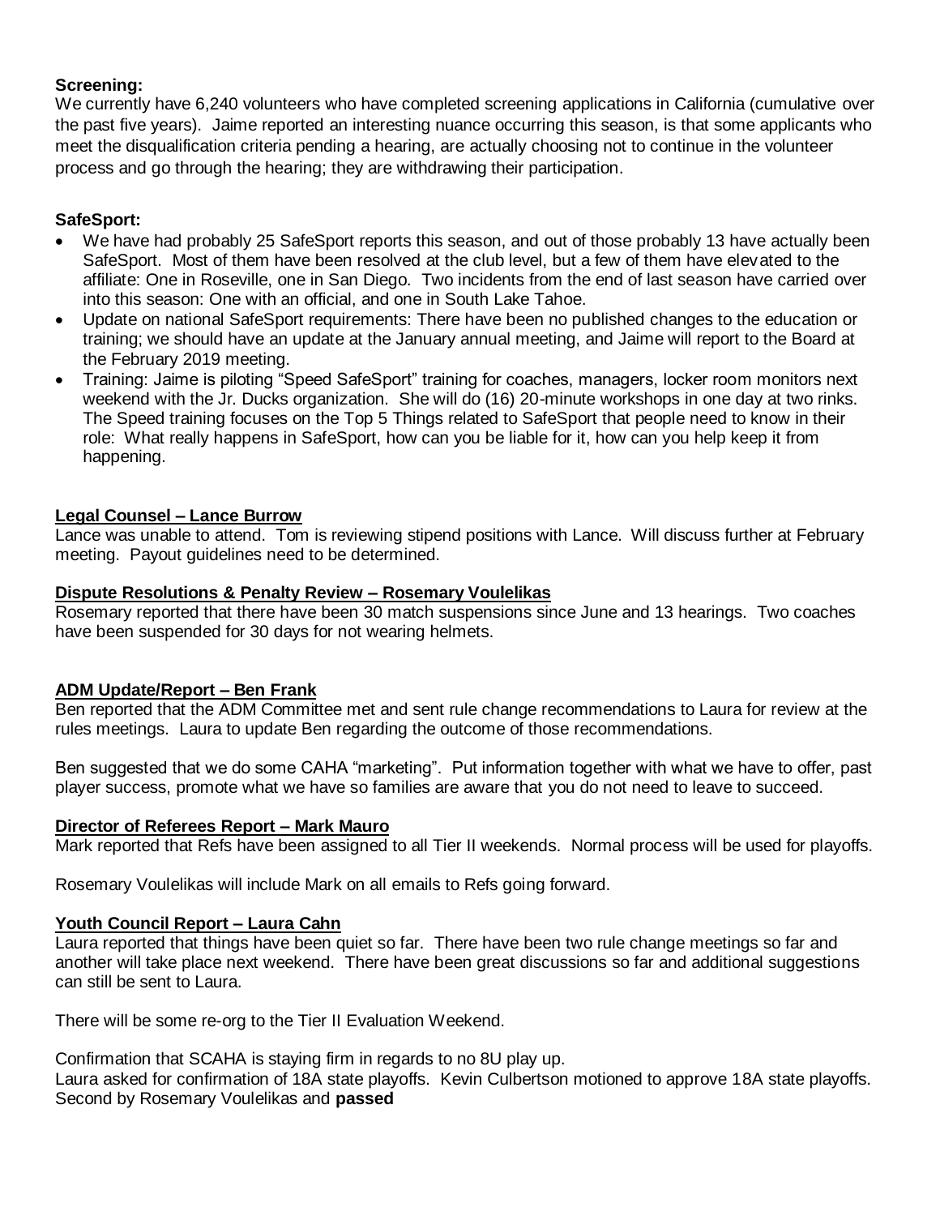**Screening:**
We currently have 6,240 volunteers who have completed screening applications in California (cumulative over the past five years). Jaime reported an interesting nuance occurring this season, is that some applicants who meet the disqualification criteria pending a hearing, are actually choosing not to continue in the volunteer process and go through the hearing; they are withdrawing their participation.

**SafeSport:**

- We have had probably 25 SafeSport reports this season, and out of those probably 13 have actually been SafeSport. Most of them have been resolved at the club level, but a few of them have elevated to the affiliate: One in Roseville, one in San Diego. Two incidents from the end of last season have carried over into this season: One with an official, and one in South Lake Tahoe.
- Update on national SafeSport requirements: There have been no published changes to the education or training; we should have an update at the January annual meeting, and Jaime will report to the Board at the February 2019 meeting.
- Training: Jaime is piloting "Speed SafeSport" training for coaches, managers, locker room monitors next weekend with the Jr. Ducks organization. She will do (16) 20-minute workshops in one day at two rinks. The Speed training focuses on the Top 5 Things related to SafeSport that people need to know in their role: What really happens in SafeSport, how can you be liable for it, how can you help keep it from happening.

**Legal Counsel – Lance Burrow**
Lance was unable to attend. Tom is reviewing stipend positions with Lance. Will discuss further at February meeting. Payout guidelines need to be determined.

**Dispute Resolutions & Penalty Review – Rosemary Voulelikas**
Rosemary reported that there have been 30 match suspensions since June and 13 hearings. Two coaches have been suspended for 30 days for not wearing helmets.

**ADM Update/Report – Ben Frank**
Ben reported that the ADM Committee met and sent rule change recommendations to Laura for review at the rules meetings. Laura to update Ben regarding the outcome of those recommendations.

Ben suggested that we do some CAHA "marketing". Put information together with what we have to offer, past player success, promote what we have so families are aware that you do not need to leave to succeed.

**Director of Referees Report – Mark Mauro**
Mark reported that Refs have been assigned to all Tier II weekends. Normal process will be used for playoffs.

Rosemary Voulelikas will include Mark on all emails to Refs going forward.

**Youth Council Report – Laura Cahn**
Laura reported that things have been quiet so far. There have been two rule change meetings so far and another will take place next weekend. There have been great discussions so far and additional suggestions can still be sent to Laura.

There will be some re-org to the Tier II Evaluation Weekend.

Confirmation that SCAHA is staying firm in regards to no 8U play up.
Laura asked for confirmation of 18A state playoffs. Kevin Culbertson motioned to approve 18A state playoffs. Second by Rosemary Voulelikas and **passed**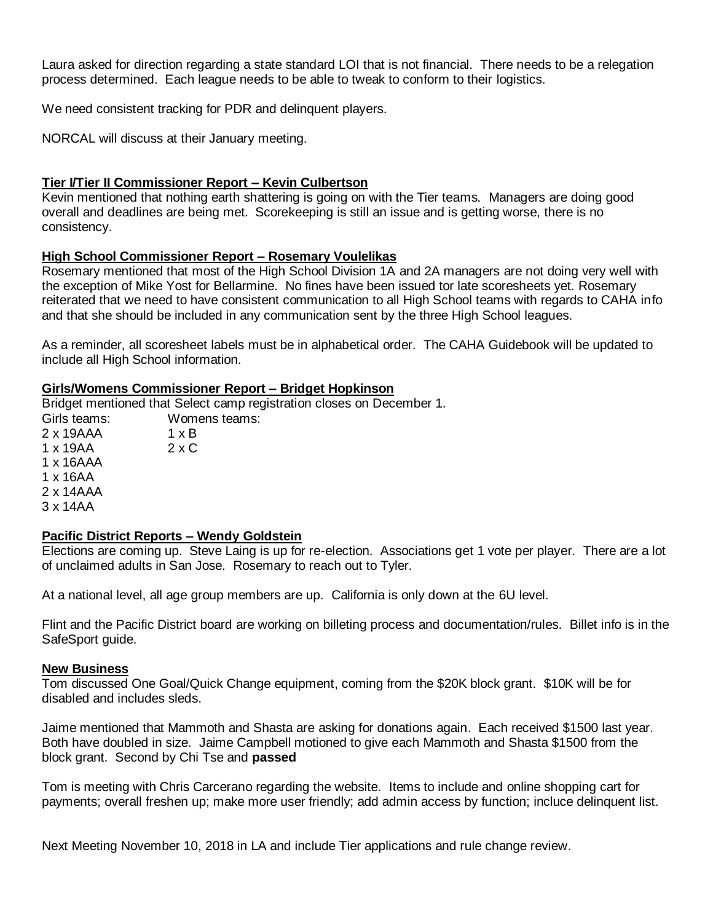Laura asked for direction regarding a state standard LOI that is not financial. There needs to be a relegation process determined. Each league needs to be able to tweak to conform to their logistics.

We need consistent tracking for PDR and delinquent players.

NORCAL will discuss at their January meeting.

**Tier I/Tier II Commissioner Report – Kevin Culbertson**

Kevin mentioned that nothing earth shattering is going on with the Tier teams. Managers are doing good overall and deadlines are being met. Scorekeeping is still an issue and is getting worse, there is no consistency.

**High School Commissioner Report – Rosemary Voulelikas**

Rosemary mentioned that most of the High School Division 1A and 2A managers are not doing very well with the exception of Mike Yost for Bellarmine. No fines have been issued tor late scoresheets yet. Rosemary reiterated that we need to have consistent communication to all High School teams with regards to CAHA info and that she should be included in any communication sent by the three High School leagues.

As a reminder, all scoresheet labels must be in alphabetical order. The CAHA Guidebook will be updated to include all High School information.

**Girls/Womens Commissioner Report – Bridget Hopkinson**

Bridget mentioned that Select camp registration closes on December 1.

| Girls teams: | Womens teams: |
|---|---|
| 2 x 19AAA | 1 x B |
| 1 x 19AA | 2 x C |
| 1 x 16AAA | |
| 1 x 16AA | |
| 2 x 14AAA | |
| 3 x 14AA | |

**Pacific District Reports – Wendy Goldstein**

Elections are coming up. Steve Laing is up for re-election. Associations get 1 vote per player. There are a lot of unclaimed adults in San Jose. Rosemary to reach out to Tyler.

At a national level, all age group members are up. California is only down at the 6U level.

Flint and the Pacific District board are working on billeting process and documentation/rules. Billet info is in the SafeSport guide.

**New Business**

Tom discussed One Goal/Quick Change equipment, coming from the $20K block grant. $10K will be for disabled and includes sleds.

Jaime mentioned that Mammoth and Shasta are asking for donations again. Each received $1500 last year. Both have doubled in size. Jaime Campbell motioned to give each Mammoth and Shasta $1500 from the block grant. Second by Chi Tse and **passed**

Tom is meeting with Chris Carcerano regarding the website. Items to include and online shopping cart for payments; overall freshen up; make more user friendly; add admin access by function; incluce delinquent list.

Next Meeting November 10, 2018 in LA and include Tier applications and rule change review.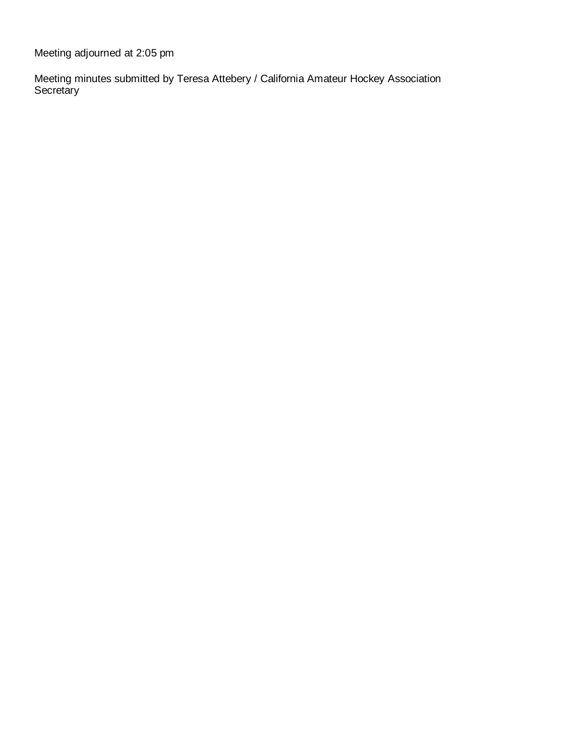Meeting adjourned at 2:05 pm

Meeting minutes submitted by Teresa Attebery / California Amateur Hockey Association Secretary